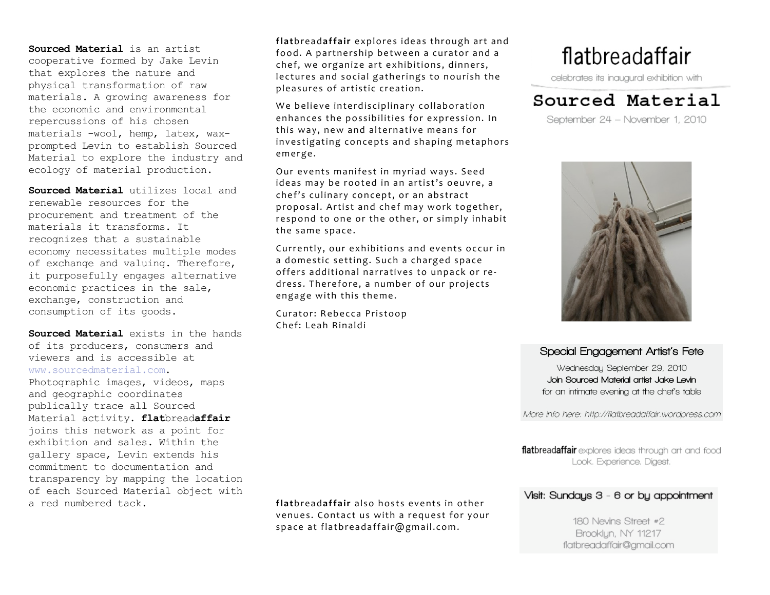**Sourced Material** is an artist cooperative formed by Jake Levin that explores the nature and physical transformation of raw materials. A growing awareness for the economic and environmental repercussions of his chosen materials -wool, hemp, latex, wax- prompted Levin to establish Sourced Material to explore the industry and ecology of material production.

**Sourced Material** utilizes local and renewable resources for the procurement and treatment of the materials it transforms. It recognizes that a sustainable economy necessitates multiple modes of exchange and valuing. Therefore, it purposefully engages alternative economic practices in the sale, exchange, construction and consumption of its goods.

**Sourced Material** exists in the hands of its producers, consumers and viewers and is accessible at www.sourcedmaterial.com. Photographic images, videos, maps and geographic coordinates publically trace all Sourced Material activity. **flat**bread**affair** joins this network as a point for exhibition and sales. Within the gallery space, Levin extends his commitment to documentation and transparency by mapping the location of each Sourced Material object with a red numbered tack.

**flat**bread**affair** explores ideas through art and food. A partnership between a curator and a chef, we organize art exhibitions, dinners, lectures and social gatherings to nourish the pleasures of artistic creation.

We believe interdisciplinary collaboration enhances the possibilities for expression. In this way, new and alternative means for investigating concepts and shaping metaphors emerge.

Our events manifest in myriad ways. Seed ideas may be rooted in an artist's oeuvre, a chef's culinary concept, or an abstract proposal. Artist and chef may work together, respond to one or the other, or simply inhabit the same space.

Currently, our exhibitions and events occur in a domestic setting. Such a charged space offers additional narratives to unpack or re-dress. Therefore, a number of our projects engage with this theme.

Curator: Rebecca Pristoop
Chef: Leah Rinaldi

**flat**bread**affair** also hosts events in other venues. Contact us with a request for your space at flatbreadaffair@gmail.com.

# flatbreadaffair

celebrates its inaugural exhibition with

# Sourced Material

September 24 – November 1, 2010

## Special Engagement Artist's Fete

Wednesday September 29, 2010
**Join Sourced Material artist Jake Levin**
for an intimate evening at the chef's table

*More info here: http://flatbreadaffair.wordpress.com*

**flat**bread**affair** explores ideas through art and food
Look. Experience. Digest.

**Visit: Sundays 3 - 6 or by appointment**

180 Nevins Street #2
Brooklyn, NY 11217
flatbreadaffair@gmail.com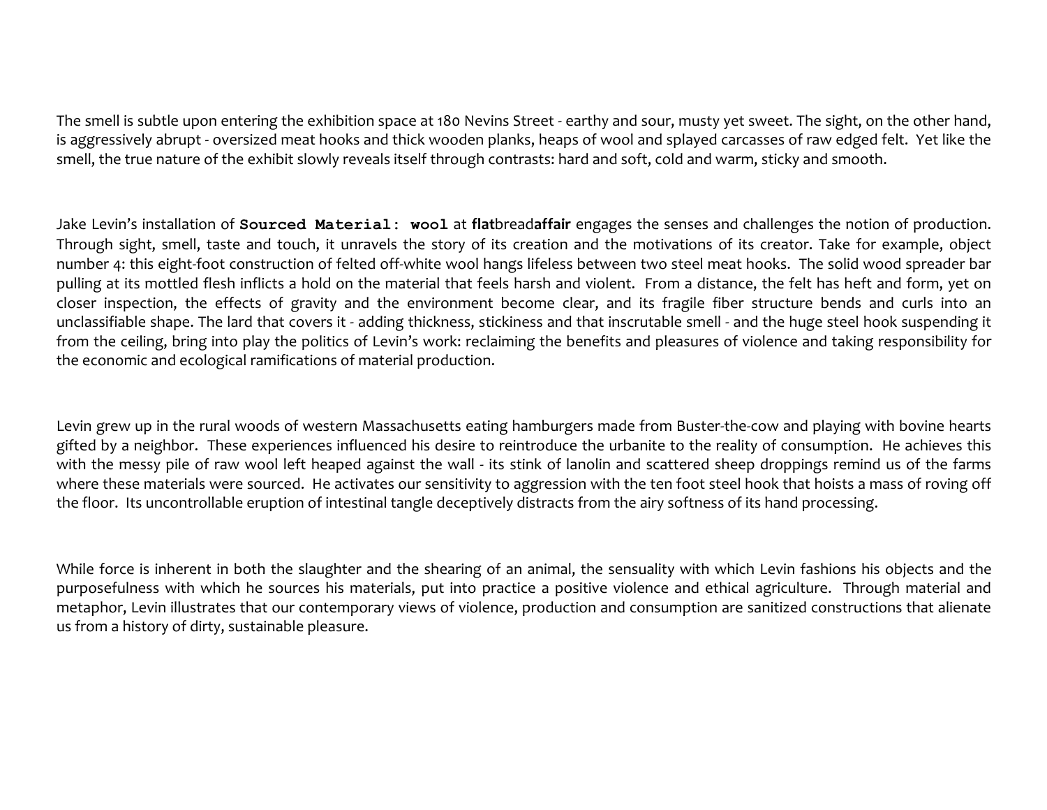The smell is subtle upon entering the exhibition space at 180 Nevins Street - earthy and sour, musty yet sweet. The sight, on the other hand, is aggressively abrupt - oversized meat hooks and thick wooden planks, heaps of wool and splayed carcasses of raw edged felt. Yet like the smell, the true nature of the exhibit slowly reveals itself through contrasts: hard and soft, cold and warm, sticky and smooth.

Jake Levin's installation of **`Sourced Material: wool`** at **flat**bread**affair** engages the senses and challenges the notion of production. Through sight, smell, taste and touch, it unravels the story of its creation and the motivations of its creator. Take for example, object number 4: this eight-foot construction of felted off-white wool hangs lifeless between two steel meat hooks. The solid wood spreader bar pulling at its mottled flesh inflicts a hold on the material that feels harsh and violent. From a distance, the felt has heft and form, yet on closer inspection, the effects of gravity and the environment become clear, and its fragile fiber structure bends and curls into an unclassifiable shape. The lard that covers it - adding thickness, stickiness and that inscrutable smell - and the huge steel hook suspending it from the ceiling, bring into play the politics of Levin's work: reclaiming the benefits and pleasures of violence and taking responsibility for the economic and ecological ramifications of material production.

Levin grew up in the rural woods of western Massachusetts eating hamburgers made from Buster-the-cow and playing with bovine hearts gifted by a neighbor. These experiences influenced his desire to reintroduce the urbanite to the reality of consumption. He achieves this with the messy pile of raw wool left heaped against the wall - its stink of lanolin and scattered sheep droppings remind us of the farms where these materials were sourced. He activates our sensitivity to aggression with the ten foot steel hook that hoists a mass of roving off the floor. Its uncontrollable eruption of intestinal tangle deceptively distracts from the airy softness of its hand processing.

While force is inherent in both the slaughter and the shearing of an animal, the sensuality with which Levin fashions his objects and the purposefulness with which he sources his materials, put into practice a positive violence and ethical agriculture. Through material and metaphor, Levin illustrates that our contemporary views of violence, production and consumption are sanitized constructions that alienate us from a history of dirty, sustainable pleasure.